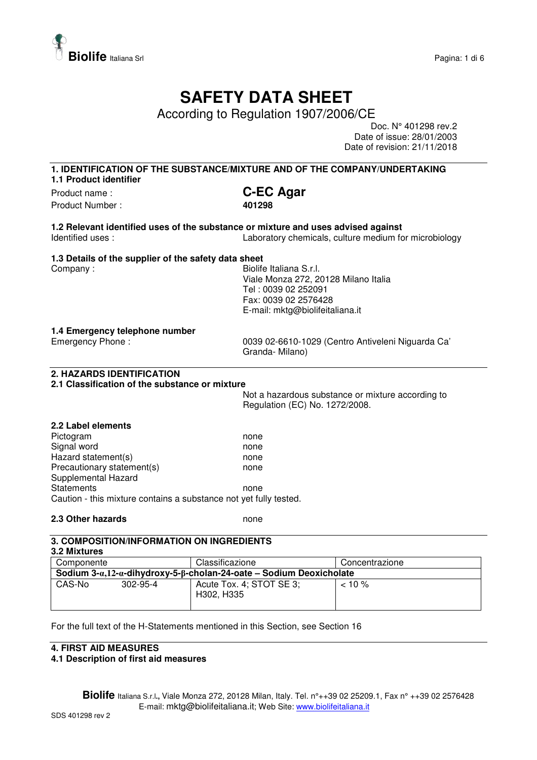# SAFETY DATA SHEET

According to Regulation 1907/2006/CE

Doc. N° 401298 rev.2
Date of issue: 28/01/2003
Date of revision: 21/11/2018

## 1. IDENTIFICATION OF THE SUBSTANCE/MIXTURE AND OF THE COMPANY/UNDERTAKING

### 1.1 Product identifier

Product name : **C-EC Agar**
Product Number : **401298**

### 1.2 Relevant identified uses of the substance or mixture and uses advised against

Identified uses : Laboratory chemicals, culture medium for microbiology

### 1.3 Details of the supplier of the safety data sheet

Company : Biolife Italiana S.r.l.
Viale Monza 272, 20128 Milano Italia
Tel : 0039 02 252091
Fax: 0039 02 2576428
E-mail: mktg@biolifeitaliana.it

### 1.4 Emergency telephone number

Emergency Phone : 0039 02-6610-1029 (Centro Antiveleni Niguarda Ca' Granda- Milano)

## 2. HAZARDS IDENTIFICATION

### 2.1 Classification of the substance or mixture

Not a hazardous substance or mixture according to Regulation (EC) No. 1272/2008.

### 2.2 Label elements

Pictogram: none
Signal word: none
Hazard statement(s): none
Precautionary statement(s): none
Supplemental Hazard Statements: none

Caution - this mixture contains a substance not yet fully tested.

### 2.3 Other hazards

none

## 3. COMPOSITION/INFORMATION ON INGREDIENTS

### 3.2 Mixtures

| Componente | | Classificazione | Concentrazione |
|---|---|---|---|
| **Sodium 3-α,12-α-dihydroxy-5-β-cholan-24-oate – Sodium Deoxicholate** | | | |
| CAS-No | 302-95-4 | Acute Tox. 4; STOT SE 3; H302, H335 | < 10 % |

For the full text of the H-Statements mentioned in this Section, see Section 16

## 4. FIRST AID MEASURES

### 4.1 Description of first aid measures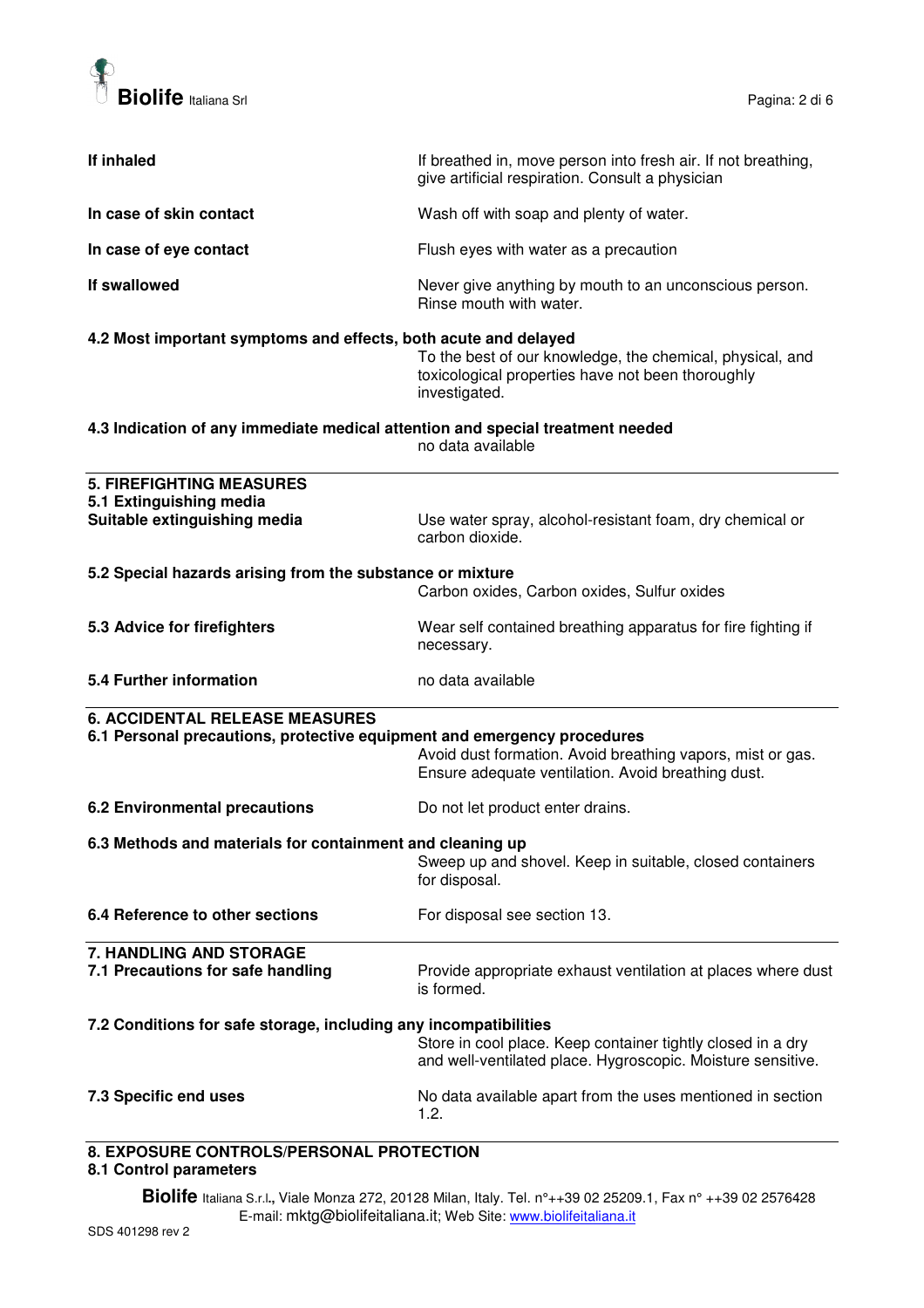**If inhaled**
If breathed in, move person into fresh air. If not breathing, give artificial respiration. Consult a physician

**In case of skin contact**
Wash off with soap and plenty of water.

**In case of eye contact**
Flush eyes with water as a precaution

**If swallowed**
Never give anything by mouth to an unconscious person. Rinse mouth with water.

**4.2 Most important symptoms and effects, both acute and delayed**
To the best of our knowledge, the chemical, physical, and toxicological properties have not been thoroughly investigated.

**4.3 Indication of any immediate medical attention and special treatment needed**
no data available

## 5. FIREFIGHTING MEASURES

**5.1 Extinguishing media**

**Suitable extinguishing media**
Use water spray, alcohol-resistant foam, dry chemical or carbon dioxide.

**5.2 Special hazards arising from the substance or mixture**
Carbon oxides, Carbon oxides, Sulfur oxides

**5.3 Advice for firefighters**
Wear self contained breathing apparatus for fire fighting if necessary.

**5.4 Further information**
no data available

## 6. ACCIDENTAL RELEASE MEASURES

**6.1 Personal precautions, protective equipment and emergency procedures**
Avoid dust formation. Avoid breathing vapors, mist or gas. Ensure adequate ventilation. Avoid breathing dust.

**6.2 Environmental precautions**
Do not let product enter drains.

**6.3 Methods and materials for containment and cleaning up**
Sweep up and shovel. Keep in suitable, closed containers for disposal.

**6.4 Reference to other sections**
For disposal see section 13.

## 7. HANDLING AND STORAGE

**7.1 Precautions for safe handling**
Provide appropriate exhaust ventilation at places where dust is formed.

**7.2 Conditions for safe storage, including any incompatibilities**
Store in cool place. Keep container tightly closed in a dry and well-ventilated place. Hygroscopic. Moisture sensitive.

**7.3 Specific end uses**
No data available apart from the uses mentioned in section 1.2.

## 8. EXPOSURE CONTROLS/PERSONAL PROTECTION

**8.1 Control parameters**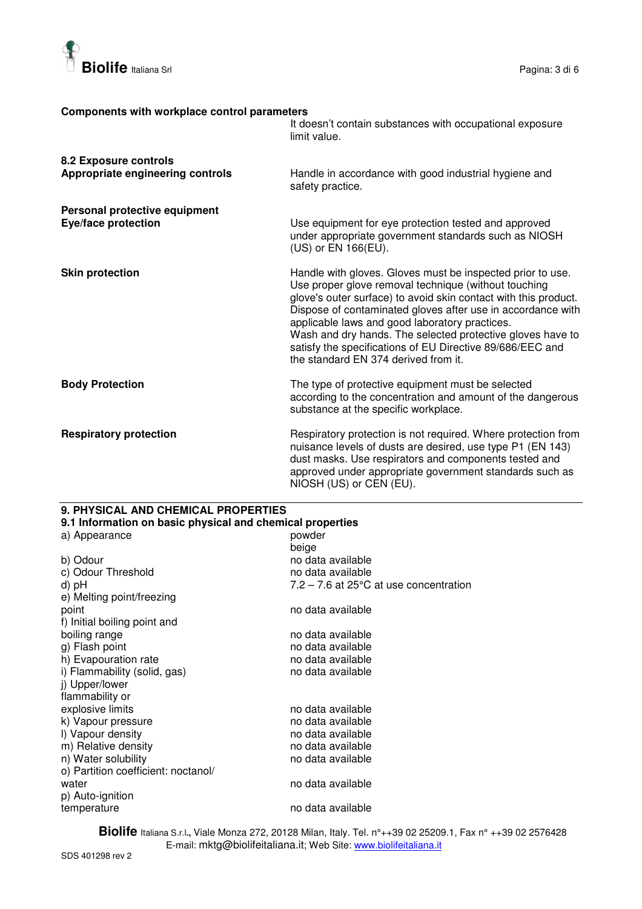**Components with workplace control parameters**

It doesn't contain substances with occupational exposure limit value.

**8.2 Exposure controls**

**Appropriate engineering controls**

Handle in accordance with good industrial hygiene and safety practice.

**Personal protective equipment**

**Eye/face protection**

Use equipment for eye protection tested and approved under appropriate government standards such as NIOSH (US) or EN 166(EU).

**Skin protection**

Handle with gloves. Gloves must be inspected prior to use. Use proper glove removal technique (without touching glove's outer surface) to avoid skin contact with this product. Dispose of contaminated gloves after use in accordance with applicable laws and good laboratory practices.
Wash and dry hands. The selected protective gloves have to satisfy the specifications of EU Directive 89/686/EEC and the standard EN 374 derived from it.

**Body Protection**

The type of protective equipment must be selected according to the concentration and amount of the dangerous substance at the specific workplace.

**Respiratory protection**

Respiratory protection is not required. Where protection from nuisance levels of dusts are desired, use type P1 (EN 143) dust masks. Use respirators and components tested and approved under appropriate government standards such as NIOSH (US) or CEN (EU).

## 9. PHYSICAL AND CHEMICAL PROPERTIES

### 9.1 Information on basic physical and chemical properties

| | |
|---|---|
| a) Appearance | powder<br>beige |
| b) Odour | no data available |
| c) Odour Threshold | no data available |
| d) pH | 7.2 – 7.6 at 25°C at use concentration |
| e) Melting point/freezing point | no data available |
| f) Initial boiling point and boiling range | no data available |
| g) Flash point | no data available |
| h) Evapouration rate | no data available |
| i) Flammability (solid, gas) | no data available |
| j) Upper/lower flammability or explosive limits | no data available |
| k) Vapour pressure | no data available |
| l) Vapour density | no data available |
| m) Relative density | no data available |
| n) Water solubility | no data available |
| o) Partition coefficient: noctanol/ water | no data available |
| p) Auto-ignition temperature | no data available |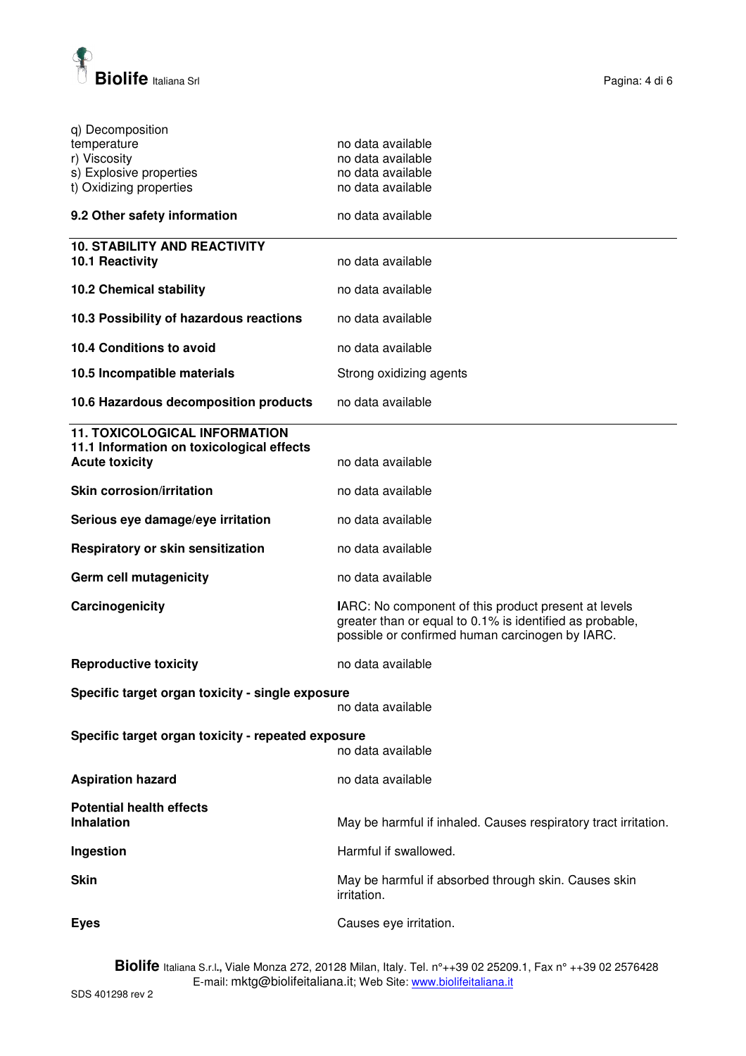| | |
|---|---|
| q) Decomposition temperature | no data available |
| r) Viscosity | no data available |
| s) Explosive properties | no data available |
| t) Oxidizing properties | no data available |

**9.2 Other safety information** no data available

---

## 10. STABILITY AND REACTIVITY

| | |
|---|---|
| **10.1 Reactivity** | no data available |
| **10.2 Chemical stability** | no data available |
| **10.3 Possibility of hazardous reactions** | no data available |
| **10.4 Conditions to avoid** | no data available |
| **10.5 Incompatible materials** | Strong oxidizing agents |
| **10.6 Hazardous decomposition products** | no data available |

---

## 11. TOXICOLOGICAL INFORMATION

### 11.1 Information on toxicological effects

| | |
|---|---|
| **Acute toxicity** | no data available |
| **Skin corrosion/irritation** | no data available |
| **Serious eye damage/eye irritation** | no data available |
| **Respiratory or skin sensitization** | no data available |
| **Germ cell mutagenicity** | no data available |
| **Carcinogenicity** | IARC: No component of this product present at levels greater than or equal to 0.1% is identified as probable, possible or confirmed human carcinogen by IARC. |
| **Reproductive toxicity** | no data available |
| **Specific target organ toxicity - single exposure** | no data available |
| **Specific target organ toxicity - repeated exposure** | no data available |
| **Aspiration hazard** | no data available |

**Potential health effects**

| | |
|---|---|
| **Inhalation** | May be harmful if inhaled. Causes respiratory tract irritation. |
| **Ingestion** | Harmful if swallowed. |
| **Skin** | May be harmful if absorbed through skin. Causes skin irritation. |
| **Eyes** | Causes eye irritation. |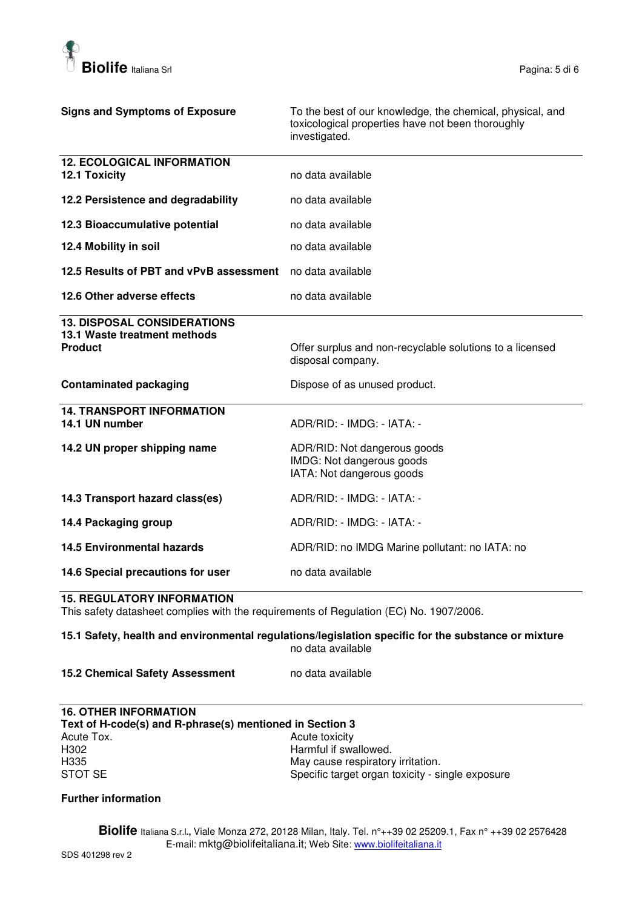| | |
|---|---|
| **Signs and Symptoms of Exposure** | To the best of our knowledge, the chemical, physical, and toxicological properties have not been thoroughly investigated. |

## 12. ECOLOGICAL INFORMATION

| | |
|---|---|
| **12.1 Toxicity** | no data available |
| **12.2 Persistence and degradability** | no data available |
| **12.3 Bioaccumulative potential** | no data available |
| **12.4 Mobility in soil** | no data available |
| **12.5 Results of PBT and vPvB assessment** | no data available |
| **12.6 Other adverse effects** | no data available |

## 13. DISPOSAL CONSIDERATIONS

**13.1 Waste treatment methods**

| | |
|---|---|
| **Product** | Offer surplus and non-recyclable solutions to a licensed disposal company. |
| **Contaminated packaging** | Dispose of as unused product. |

## 14. TRANSPORT INFORMATION

| | |
|---|---|
| **14.1 UN number** | ADR/RID: - IMDG: - IATA: - |
| **14.2 UN proper shipping name** | ADR/RID: Not dangerous goods<br>IMDG: Not dangerous goods<br>IATA: Not dangerous goods |
| **14.3 Transport hazard class(es)** | ADR/RID: - IMDG: - IATA: - |
| **14.4 Packaging group** | ADR/RID: - IMDG: - IATA: - |
| **14.5 Environmental hazards** | ADR/RID: no IMDG Marine pollutant: no IATA: no |
| **14.6 Special precautions for user** | no data available |

## 15. REGULATORY INFORMATION

This safety datasheet complies with the requirements of Regulation (EC) No. 1907/2006.

**15.1 Safety, health and environmental regulations/legislation specific for the substance or mixture**
no data available

| | |
|---|---|
| **15.2 Chemical Safety Assessment** | no data available |

## 16. OTHER INFORMATION

**Text of H-code(s) and R-phrase(s) mentioned in Section 3**

| | |
|---|---|
| Acute Tox. | Acute toxicity |
| H302 | Harmful if swallowed. |
| H335 | May cause respiratory irritation. |
| STOT SE | Specific target organ toxicity - single exposure |

**Further information**

**Biolife** Italiana S.r.l., Viale Monza 272, 20128 Milan, Italy. Tel. n°++39 02 25209.1, Fax n° ++39 02 2576428
E-mail: mktg@biolifeitaliana.it; Web Site: www.biolifeitaliana.it

SDS 401298 rev 2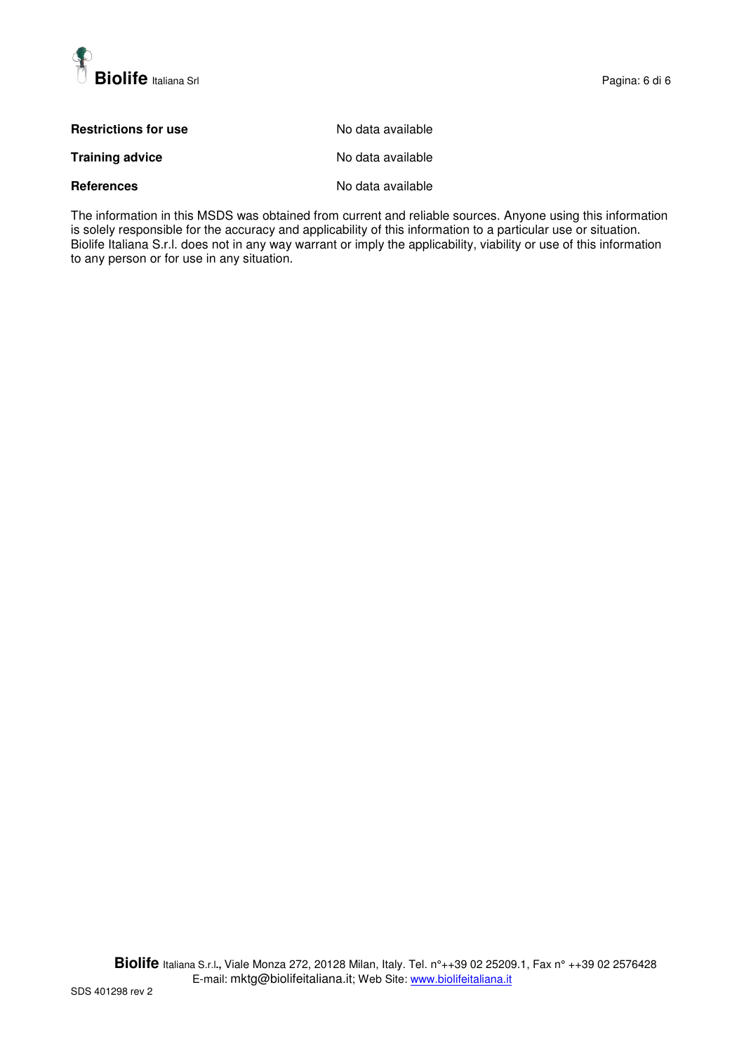| | |
|---|---|
| **Restrictions for use** | No data available |
| **Training advice** | No data available |
| **References** | No data available |

The information in this MSDS was obtained from current and reliable sources. Anyone using this information is solely responsible for the accuracy and applicability of this information to a particular use or situation. Biolife Italiana S.r.l. does not in any way warrant or imply the applicability, viability or use of this information to any person or for use in any situation.